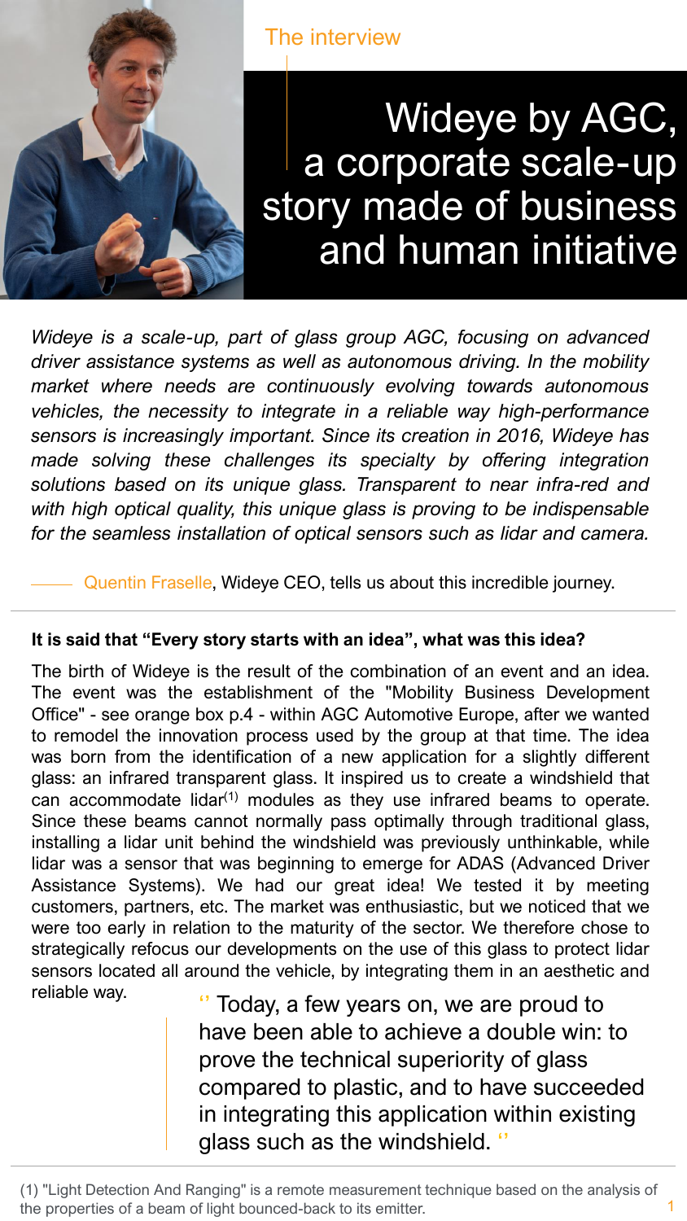The interview

# Wideye by AGC, a corporate scale-up story made of business and human initiative

*Wideye is a scale-up, part of glass group AGC, focusing on advanced driver assistance systems as well as autonomous driving. In the mobility market where needs are continuously evolving towards autonomous vehicles, the necessity to integrate in a reliable way high-performance sensors is increasingly important. Since its creation in 2016, Wideye has made solving these challenges its specialty by offering integration solutions based on its unique glass. Transparent to near infra-red and with high optical quality, this unique glass is proving to be indispensable for the seamless installation of optical sensors such as lidar and camera.*

Quentin Fraselle, Wideye CEO, tells us about this incredible journey.

**It is said that "Every story starts with an idea", what was this idea?**

The birth of Wideye is the result of the combination of an event and an idea. The event was the establishment of the "Mobility Business Development Office" - see orange box p.4 - within AGC Automotive Europe, after we wanted to remodel the innovation process used by the group at that time. The idea was born from the identification of a new application for a slightly different glass: an infrared transparent glass. It inspired us to create a windshield that can accommodate lidar[1] modules as they use infrared beams to operate. Since these beams cannot normally pass optimally through traditional glass, installing a lidar unit behind the windshield was previously unthinkable, while lidar was a sensor that was beginning to emerge for ADAS (Advanced Driver Assistance Systems). We had our great idea! We tested it by meeting customers, partners, etc. The market was enthusiastic, but we noticed that we were too early in relation to the maturity of the sector. We therefore chose to strategically refocus our developments on the use of this glass to protect lidar sensors located all around the vehicle, by integrating them in an aesthetic and reliable way.

> "Today, a few years on, we are proud to have been able to achieve a double win: to prove the technical superiority of glass compared to plastic, and to have succeeded in integrating this application within existing glass such as the windshield."

(1) "Light Detection And Ranging" is a remote measurement technique based on the analysis of the properties of a beam of light bounced-back to its emitter.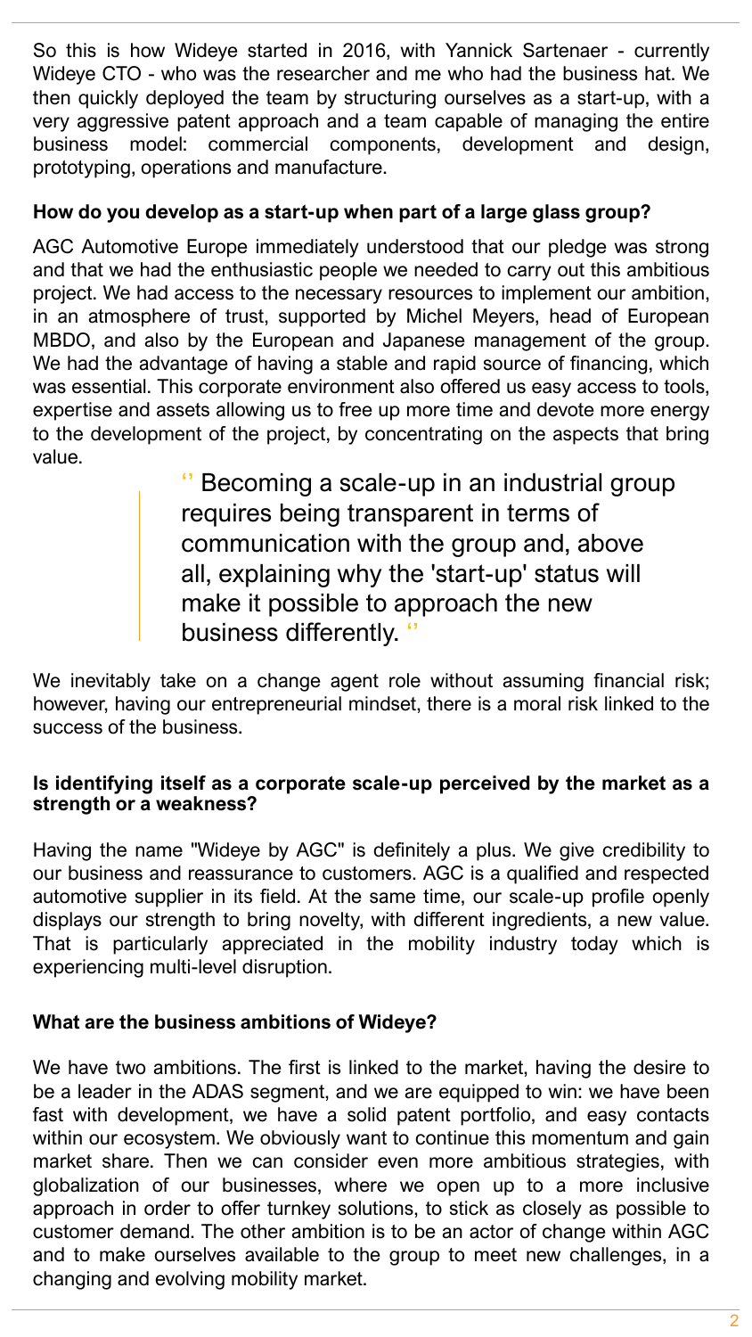So this is how Wideye started in 2016, with Yannick Sartenaer - currently Wideye CTO - who was the researcher and me who had the business hat. We then quickly deployed the team by structuring ourselves as a start-up, with a very aggressive patent approach and a team capable of managing the entire business model: commercial components, development and design, prototyping, operations and manufacture.

**How do you develop as a start-up when part of a large glass group?**

AGC Automotive Europe immediately understood that our pledge was strong and that we had the enthusiastic people we needed to carry out this ambitious project. We had access to the necessary resources to implement our ambition, in an atmosphere of trust, supported by Michel Meyers, head of European MBDO, and also by the European and Japanese management of the group. We had the advantage of having a stable and rapid source of financing, which was essential. This corporate environment also offered us easy access to tools, expertise and assets allowing us to free up more time and devote more energy to the development of the project, by concentrating on the aspects that bring value.

> '' Becoming a scale-up in an industrial group requires being transparent in terms of communication with the group and, above all, explaining why the 'start-up' status will make it possible to approach the new business differently. ''

We inevitably take on a change agent role without assuming financial risk; however, having our entrepreneurial mindset, there is a moral risk linked to the success of the business.

**Is identifying itself as a corporate scale-up perceived by the market as a strength or a weakness?**

Having the name "Wideye by AGC" is definitely a plus. We give credibility to our business and reassurance to customers. AGC is a qualified and respected automotive supplier in its field. At the same time, our scale-up profile openly displays our strength to bring novelty, with different ingredients, a new value. That is particularly appreciated in the mobility industry today which is experiencing multi-level disruption.

**What are the business ambitions of Wideye?**

We have two ambitions. The first is linked to the market, having the desire to be a leader in the ADAS segment, and we are equipped to win: we have been fast with development, we have a solid patent portfolio, and easy contacts within our ecosystem. We obviously want to continue this momentum and gain market share. Then we can consider even more ambitious strategies, with globalization of our businesses, where we open up to a more inclusive approach in order to offer turnkey solutions, to stick as closely as possible to customer demand. The other ambition is to be an actor of change within AGC and to make ourselves available to the group to meet new challenges, in a changing and evolving mobility market.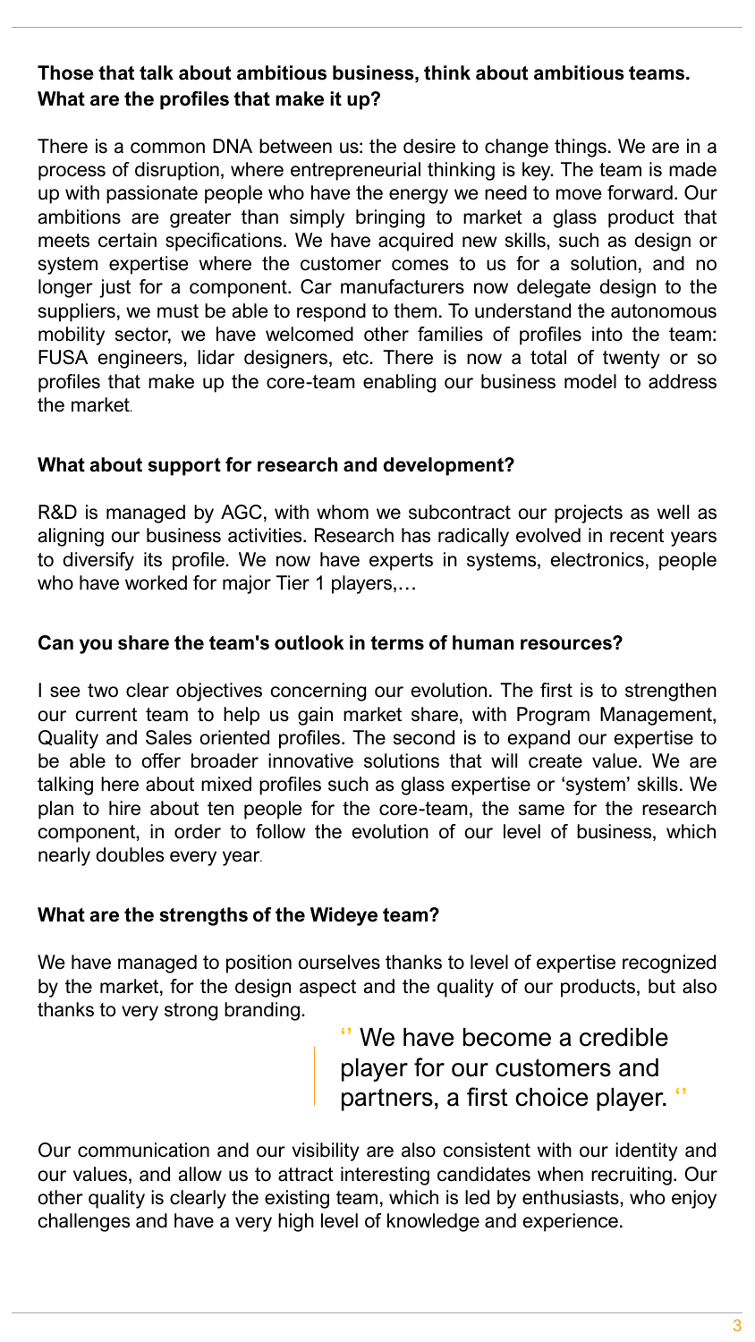**Those that talk about ambitious business, think about ambitious teams. What are the profiles that make it up?**

There is a common DNA between us: the desire to change things. We are in a process of disruption, where entrepreneurial thinking is key. The team is made up with passionate people who have the energy we need to move forward. Our ambitions are greater than simply bringing to market a glass product that meets certain specifications. We have acquired new skills, such as design or system expertise where the customer comes to us for a solution, and no longer just for a component. Car manufacturers now delegate design to the suppliers, we must be able to respond to them. To understand the autonomous mobility sector, we have welcomed other families of profiles into the team: FUSA engineers, lidar designers, etc. There is now a total of twenty or so profiles that make up the core-team enabling our business model to address the market.

**What about support for research and development?**

R&D is managed by AGC, with whom we subcontract our projects as well as aligning our business activities. Research has radically evolved in recent years to diversify its profile. We now have experts in systems, electronics, people who have worked for major Tier 1 players,…

**Can you share the team's outlook in terms of human resources?**

I see two clear objectives concerning our evolution. The first is to strengthen our current team to help us gain market share, with Program Management, Quality and Sales oriented profiles. The second is to expand our expertise to be able to offer broader innovative solutions that will create value. We are talking here about mixed profiles such as glass expertise or 'system' skills. We plan to hire about ten people for the core-team, the same for the research component, in order to follow the evolution of our level of business, which nearly doubles every year.

**What are the strengths of the Wideye team?**

We have managed to position ourselves thanks to level of expertise recognized by the market, for the design aspect and the quality of our products, but also thanks to very strong branding.

> '' We have become a credible player for our customers and partners, a first choice player. ''

Our communication and our visibility are also consistent with our identity and our values, and allow us to attract interesting candidates when recruiting. Our other quality is clearly the existing team, which is led by enthusiasts, who enjoy challenges and have a very high level of knowledge and experience.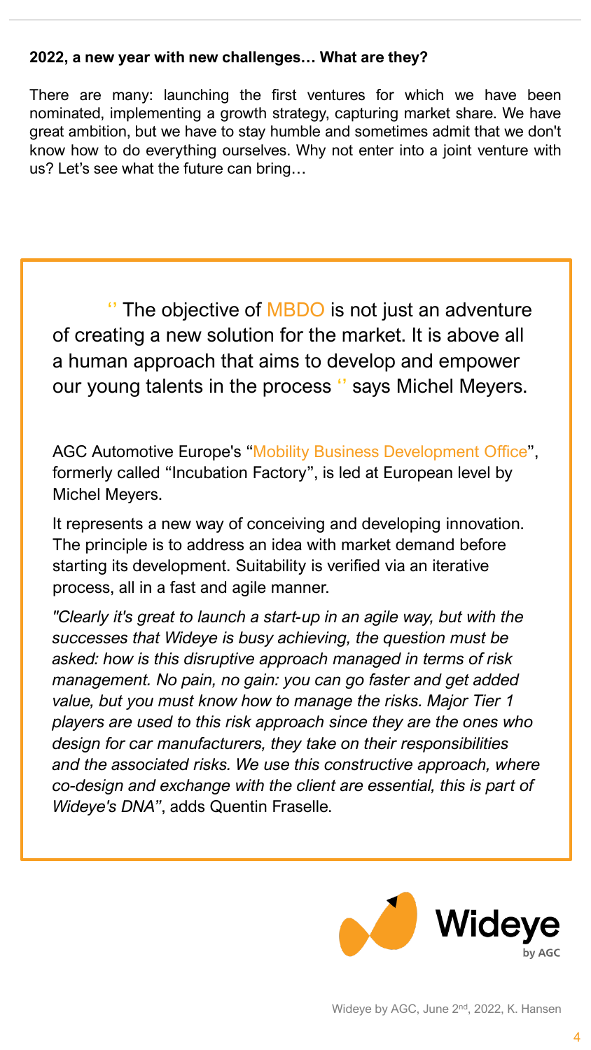**2022, a new year with new challenges… What are they?**

There are many: launching the first ventures for which we have been nominated, implementing a growth strategy, capturing market share. We have great ambition, but we have to stay humble and sometimes admit that we don't know how to do everything ourselves. Why not enter into a joint venture with us? Let's see what the future can bring…

'' The objective of MBDO is not just an adventure of creating a new solution for the market. It is above all a human approach that aims to develop and empower our young talents in the process '' says Michel Meyers.

AGC Automotive Europe's "Mobility Business Development Office", formerly called "Incubation Factory", is led at European level by Michel Meyers.

It represents a new way of conceiving and developing innovation. The principle is to address an idea with market demand before starting its development. Suitability is verified via an iterative process, all in a fast and agile manner.

*"Clearly it's great to launch a start-up in an agile way, but with the successes that Wideye is busy achieving, the question must be asked: how is this disruptive approach managed in terms of risk management. No pain, no gain: you can go faster and get added value, but you must know how to manage the risks. Major Tier 1 players are used to this risk approach since they are the ones who design for car manufacturers, they take on their responsibilities and the associated risks. We use this constructive approach, where co-design and exchange with the client are essential, this is part of Wideye's DNA"*, adds Quentin Fraselle.

Wideye by AGC

Wideye by AGC, June 2nd, 2022, K. Hansen